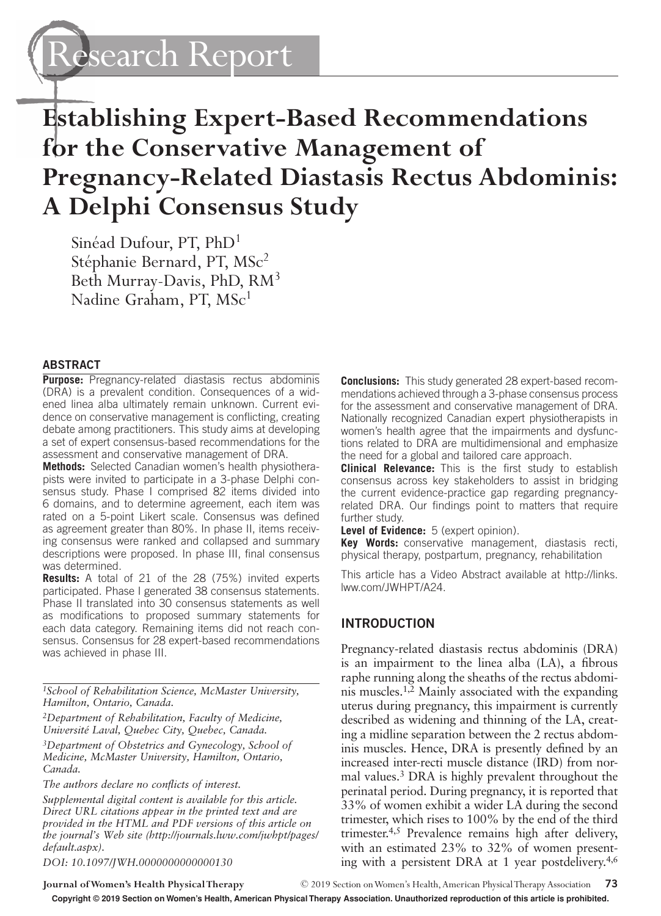Research Report

# Establishing Expert-Based Recommendations for the Conservative Management of Pregnancy-Related Diastasis Rectus Abdominis: A Delphi Consensus Study

Sinéad Dufour, PT, PhD[1]
Stéphanie Bernard, PT, MSc[2]
Beth Murray-Davis, PhD, RM[3]
Nadine Graham, PT, MSc[1]

## ABSTRACT

**Purpose:** Pregnancy-related diastasis rectus abdominis (DRA) is a prevalent condition. Consequences of a widened linea alba ultimately remain unknown. Current evidence on conservative management is conflicting, creating debate among practitioners. This study aims at developing a set of expert consensus-based recommendations for the assessment and conservative management of DRA.

**Methods:** Selected Canadian women's health physiotherapists were invited to participate in a 3-phase Delphi consensus study. Phase I comprised 82 items divided into 6 domains, and to determine agreement, each item was rated on a 5-point Likert scale. Consensus was defined as agreement greater than 80%. In phase II, items receiving consensus were ranked and collapsed and summary descriptions were proposed. In phase III, final consensus was determined.

**Results:** A total of 21 of the 28 (75%) invited experts participated. Phase I generated 38 consensus statements. Phase II translated into 30 consensus statements as well as modifications to proposed summary statements for each data category. Remaining items did not reach consensus. Consensus for 28 expert-based recommendations was achieved in phase III.

**Conclusions:** This study generated 28 expert-based recommendations achieved through a 3-phase consensus process for the assessment and conservative management of DRA. Nationally recognized Canadian expert physiotherapists in women's health agree that the impairments and dysfunctions related to DRA are multidimensional and emphasize the need for a global and tailored care approach.

**Clinical Relevance:** This is the first study to establish consensus across key stakeholders to assist in bridging the current evidence-practice gap regarding pregnancy-related DRA. Our findings point to matters that require further study.

**Level of Evidence:** 5 (expert opinion).

**Key Words:** conservative management, diastasis recti, physical therapy, postpartum, pregnancy, rehabilitation

This article has a Video Abstract available at http://links.lww.com/JWHPT/A24.

*[1]School of Rehabilitation Science, McMaster University, Hamilton, Ontario, Canada.*

*[2]Department of Rehabilitation, Faculty of Medicine, Université Laval, Quebec City, Quebec, Canada.*

*[3]Department of Obstetrics and Gynecology, School of Medicine, McMaster University, Hamilton, Ontario, Canada.*

*The authors declare no conflicts of interest.*

*Supplemental digital content is available for this article. Direct URL citations appear in the printed text and are provided in the HTML and PDF versions of this article on the journal's Web site (http://journals.lww.com/jwhpt/pages/default.aspx).*

*DOI: 10.1097/JWH.0000000000000130*

## INTRODUCTION

Pregnancy-related diastasis rectus abdominis (DRA) is an impairment to the linea alba (LA), a fibrous raphe running along the sheaths of the rectus abdominis muscles.[1,2] Mainly associated with the expanding uterus during pregnancy, this impairment is currently described as widening and thinning of the LA, creating a midline separation between the 2 rectus abdominis muscles. Hence, DRA is presently defined by an increased inter-recti muscle distance (IRD) from normal values.[3] DRA is highly prevalent throughout the perinatal period. During pregnancy, it is reported that 33% of women exhibit a wider LA during the second trimester, which rises to 100% by the end of the third trimester.[4,5] Prevalence remains high after delivery, with an estimated 23% to 32% of women presenting with a persistent DRA at 1 year postdelivery.[4,6]

Copyright © 2019 Section on Women's Health, American Physical Therapy Association. Unauthorized reproduction of this article is prohibited.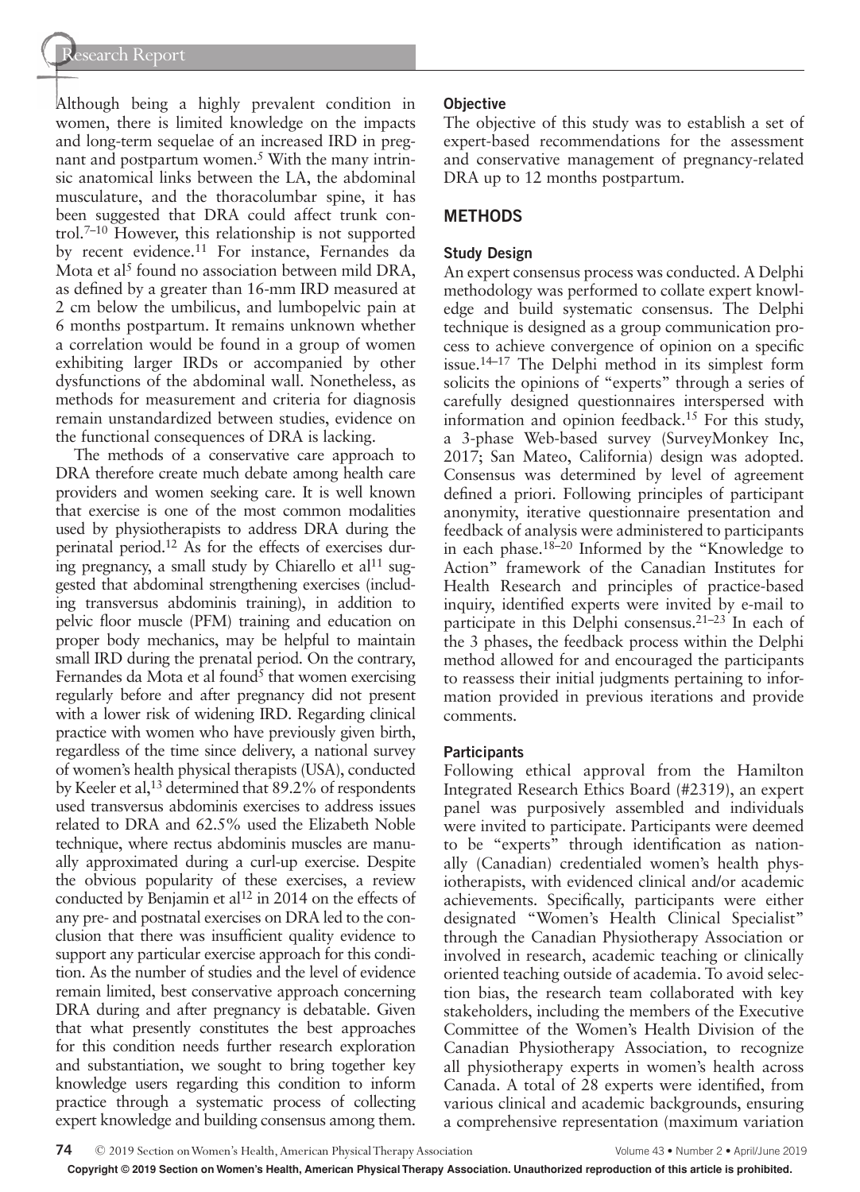Although being a highly prevalent condition in women, there is limited knowledge on the impacts and long-term sequelae of an increased IRD in pregnant and postpartum women.[5] With the many intrinsic anatomical links between the LA, the abdominal musculature, and the thoracolumbar spine, it has been suggested that DRA could affect trunk control.[7–10] However, this relationship is not supported by recent evidence.[11] For instance, Fernandes da Mota et al[5] found no association between mild DRA, as defined by a greater than 16-mm IRD measured at 2 cm below the umbilicus, and lumbopelvic pain at 6 months postpartum. It remains unknown whether a correlation would be found in a group of women exhibiting larger IRDs or accompanied by other dysfunctions of the abdominal wall. Nonetheless, as methods for measurement and criteria for diagnosis remain unstandardized between studies, evidence on the functional consequences of DRA is lacking.

The methods of a conservative care approach to DRA therefore create much debate among health care providers and women seeking care. It is well known that exercise is one of the most common modalities used by physiotherapists to address DRA during the perinatal period.[12] As for the effects of exercises during pregnancy, a small study by Chiarello et al[11] suggested that abdominal strengthening exercises (including transversus abdominis training), in addition to pelvic floor muscle (PFM) training and education on proper body mechanics, may be helpful to maintain small IRD during the prenatal period. On the contrary, Fernandes da Mota et al found[5] that women exercising regularly before and after pregnancy did not present with a lower risk of widening IRD. Regarding clinical practice with women who have previously given birth, regardless of the time since delivery, a national survey of women's health physical therapists (USA), conducted by Keeler et al,[13] determined that 89.2% of respondents used transversus abdominis exercises to address issues related to DRA and 62.5% used the Elizabeth Noble technique, where rectus abdominis muscles are manually approximated during a curl-up exercise. Despite the obvious popularity of these exercises, a review conducted by Benjamin et al[12] in 2014 on the effects of any pre- and postnatal exercises on DRA led to the conclusion that there was insufficient quality evidence to support any particular exercise approach for this condition. As the number of studies and the level of evidence remain limited, best conservative approach concerning DRA during and after pregnancy is debatable. Given that what presently constitutes the best approaches for this condition needs further research exploration and substantiation, we sought to bring together key knowledge users regarding this condition to inform practice through a systematic process of collecting expert knowledge and building consensus among them.

### Objective

The objective of this study was to establish a set of expert-based recommendations for the assessment and conservative management of pregnancy-related DRA up to 12 months postpartum.

## METHODS

### Study Design

An expert consensus process was conducted. A Delphi methodology was performed to collate expert knowledge and build systematic consensus. The Delphi technique is designed as a group communication process to achieve convergence of opinion on a specific issue.[14–17] The Delphi method in its simplest form solicits the opinions of "experts" through a series of carefully designed questionnaires interspersed with information and opinion feedback.[15] For this study, a 3-phase Web-based survey (SurveyMonkey Inc, 2017; San Mateo, California) design was adopted. Consensus was determined by level of agreement defined a priori. Following principles of participant anonymity, iterative questionnaire presentation and feedback of analysis were administered to participants in each phase.[18–20] Informed by the "Knowledge to Action" framework of the Canadian Institutes for Health Research and principles of practice-based inquiry, identified experts were invited by e-mail to participate in this Delphi consensus.[21–23] In each of the 3 phases, the feedback process within the Delphi method allowed for and encouraged the participants to reassess their initial judgments pertaining to information provided in previous iterations and provide comments.

### Participants

Following ethical approval from the Hamilton Integrated Research Ethics Board (#2319), an expert panel was purposively assembled and individuals were invited to participate. Participants were deemed to be "experts" through identification as nationally (Canadian) credentialed women's health physiotherapists, with evidenced clinical and/or academic achievements. Specifically, participants were either designated "Women's Health Clinical Specialist" through the Canadian Physiotherapy Association or involved in research, academic teaching or clinically oriented teaching outside of academia. To avoid selection bias, the research team collaborated with key stakeholders, including the members of the Executive Committee of the Women's Health Division of the Canadian Physiotherapy Association, to recognize all physiotherapy experts in women's health across Canada. A total of 28 experts were identified, from various clinical and academic backgrounds, ensuring a comprehensive representation (maximum variation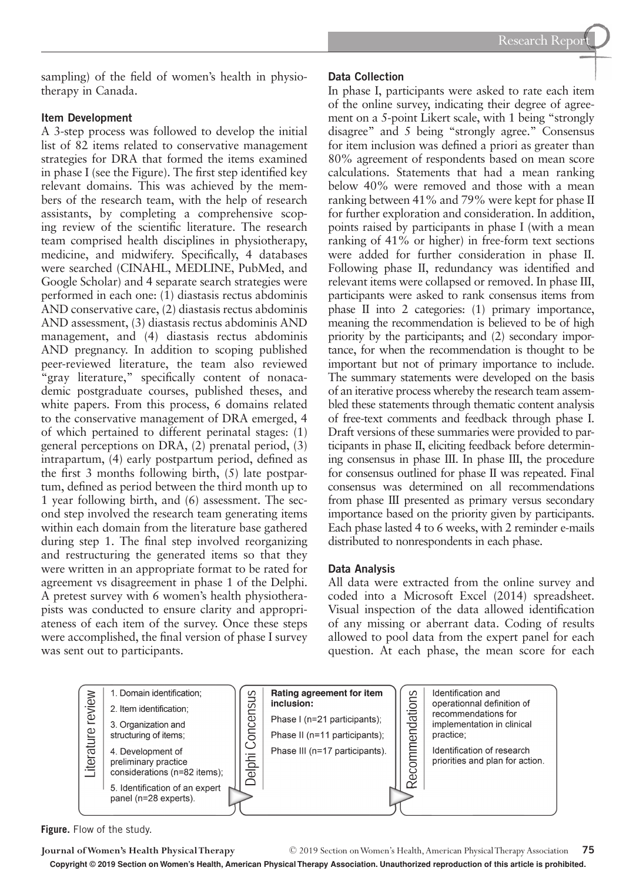sampling) of the field of women's health in physiotherapy in Canada.

### Item Development

A 3-step process was followed to develop the initial list of 82 items related to conservative management strategies for DRA that formed the items examined in phase I (see the Figure). The first step identified key relevant domains. This was achieved by the members of the research team, with the help of research assistants, by completing a comprehensive scoping review of the scientific literature. The research team comprised health disciplines in physiotherapy, medicine, and midwifery. Specifically, 4 databases were searched (CINAHL, MEDLINE, PubMed, and Google Scholar) and 4 separate search strategies were performed in each one: (1) diastasis rectus abdominis AND conservative care, (2) diastasis rectus abdominis AND assessment, (3) diastasis rectus abdominis AND management, and (4) diastasis rectus abdominis AND pregnancy. In addition to scoping published peer-reviewed literature, the team also reviewed "gray literature," specifically content of nonacademic postgraduate courses, published theses, and white papers. From this process, 6 domains related to the conservative management of DRA emerged, 4 of which pertained to different perinatal stages: (1) general perceptions on DRA, (2) prenatal period, (3) intrapartum, (4) early postpartum period, defined as the first 3 months following birth, (5) late postpartum, defined as period between the third month up to 1 year following birth, and (6) assessment. The second step involved the research team generating items within each domain from the literature base gathered during step 1. The final step involved reorganizing and restructuring the generated items so that they were written in an appropriate format to be rated for agreement vs disagreement in phase 1 of the Delphi. A pretest survey with 6 women's health physiotherapists was conducted to ensure clarity and appropriateness of each item of the survey. Once these steps were accomplished, the final version of phase I survey was sent out to participants.

### Data Collection

In phase I, participants were asked to rate each item of the online survey, indicating their degree of agreement on a 5-point Likert scale, with 1 being "strongly disagree" and 5 being "strongly agree." Consensus for item inclusion was defined a priori as greater than 80% agreement of respondents based on mean score calculations. Statements that had a mean ranking below 40% were removed and those with a mean ranking between 41% and 79% were kept for phase II for further exploration and consideration. In addition, points raised by participants in phase I (with a mean ranking of 41% or higher) in free-form text sections were added for further consideration in phase II. Following phase II, redundancy was identified and relevant items were collapsed or removed. In phase III, participants were asked to rank consensus items from phase II into 2 categories: (1) primary importance, meaning the recommendation is believed to be of high priority by the participants; and (2) secondary importance, for when the recommendation is thought to be important but not of primary importance to include. The summary statements were developed on the basis of an iterative process whereby the research team assembled these statements through thematic content analysis of free-text comments and feedback through phase I. Draft versions of these summaries were provided to participants in phase II, eliciting feedback before determining consensus in phase III. In phase III, the procedure for consensus outlined for phase II was repeated. Final consensus was determined on all recommendations from phase III presented as primary versus secondary importance based on the priority given by participants. Each phase lasted 4 to 6 weeks, with 2 reminder e-mails distributed to nonrespondents in each phase.

### Data Analysis

All data were extracted from the online survey and coded into a Microsoft Excel (2014) spreadsheet. Visual inspection of the data allowed identification of any missing or aberrant data. Coding of results allowed to pool data from the expert panel for each question. At each phase, the mean score for each

| Literature review | Delphi Concensus | Recommendations |
|---|---|---|
| 1. Domain identification;<br>2. Item identification;<br>3. Organization and structuring of items;<br>4. Development of preliminary practice considerations (n=82 items);<br>5. Identification of an expert panel (n=28 experts). | **Rating agreement for item inclusion:**<br>Phase I (n=21 participants);<br>Phase II (n=11 participants);<br>Phase III (n=17 participants). | Identification and operationnal definition of recommendations for implementation in clinical practice;<br>Identification of research priorities and plan for action. |

**Figure.** Flow of the study.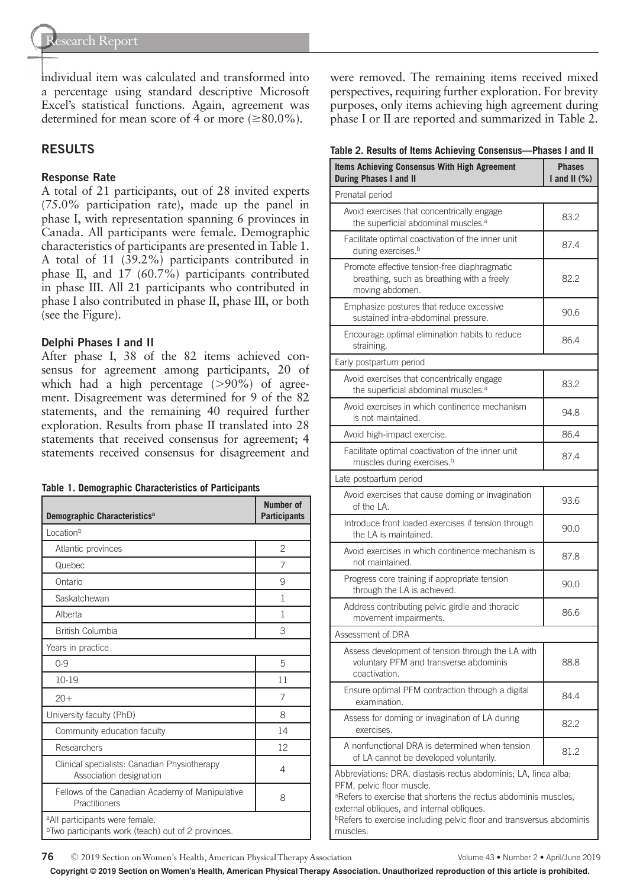individual item was calculated and transformed into a percentage using standard descriptive Microsoft Excel's statistical functions. Again, agreement was determined for mean score of 4 or more (≥80.0%).

## RESULTS

### Response Rate

A total of 21 participants, out of 28 invited experts (75.0% participation rate), made up the panel in phase I, with representation spanning 6 provinces in Canada. All participants were female. Demographic characteristics of participants are presented in Table 1. A total of 11 (39.2%) participants contributed in phase II, and 17 (60.7%) participants contributed in phase III. All 21 participants who contributed in phase I also contributed in phase II, phase III, or both (see the Figure).

### Delphi Phases I and II

After phase I, 38 of the 82 items achieved consensus for agreement among participants, 20 of which had a high percentage (>90%) of agreement. Disagreement was determined for 9 of the 82 statements, and the remaining 40 required further exploration. Results from phase II translated into 28 statements that received consensus for agreement; 4 statements received consensus for disagreement and were removed. The remaining items received mixed perspectives, requiring further exploration. For brevity purposes, only items achieving high agreement during phase I or II are reported and summarized in Table 2.

**Table 1. Demographic Characteristics of Participants**

| Demographic Characteristics[a] | Number of Participants |
|---|---|
| Location[b] | |
| Atlantic provinces | 2 |
| Quebec | 7 |
| Ontario | 9 |
| Saskatchewan | 1 |
| Alberta | 1 |
| British Columbia | 3 |
| Years in practice | |
| 0-9 | 5 |
| 10-19 | 11 |
| 20+ | 7 |
| University faculty (PhD) | 8 |
| Community education faculty | 14 |
| Researchers | 12 |
| Clinical specialists: Canadian Physiotherapy Association designation | 4 |
| Fellows of the Canadian Academy of Manipulative Practitioners | 8 |

[a]All participants were female.
[b]Two participants work (teach) out of 2 provinces.

**Table 2. Results of Items Achieving Consensus—Phases I and II**

| Items Achieving Consensus With High Agreement During Phases I and II | Phases I and II (%) |
|---|---|
| Prenatal period | |
| Avoid exercises that concentrically engage the superficial abdominal muscles.[a] | 83.2 |
| Facilitate optimal coactivation of the inner unit during exercises.[b] | 87.4 |
| Promote effective tension-free diaphragmatic breathing, such as breathing with a freely moving abdomen. | 82.2 |
| Emphasize postures that reduce excessive sustained intra-abdominal pressure. | 90.6 |
| Encourage optimal elimination habits to reduce straining. | 86.4 |
| Early postpartum period | |
| Avoid exercises that concentrically engage the superficial abdominal muscles.[a] | 83.2 |
| Avoid exercises in which continence mechanism is not maintained. | 94.8 |
| Avoid high-impact exercise. | 86.4 |
| Facilitate optimal coactivation of the inner unit muscles during exercises.[b] | 87.4 |
| Late postpartum period | |
| Avoid exercises that cause doming or invagination of the LA. | 93.6 |
| Introduce front loaded exercises if tension through the LA is maintained. | 90.0 |
| Avoid exercises in which continence mechanism is not maintained. | 87.8 |
| Progress core training if appropriate tension through the LA is achieved. | 90.0 |
| Address contributing pelvic girdle and thoracic movement impairments. | 86.6 |
| Assessment of DRA | |
| Assess development of tension through the LA with voluntary PFM and transverse abdominis coactivation. | 88.8 |
| Ensure optimal PFM contraction through a digital examination. | 84.4 |
| Assess for doming or invagination of LA during exercises. | 82.2 |
| A nonfunctional DRA is determined when tension of LA cannot be developed voluntarily. | 81.2 |

Abbreviations: DRA, diastasis rectus abdominis; LA, linea alba; PFM, pelvic floor muscle.
[a]Refers to exercise that shortens the rectus abdominis muscles, external obliques, and internal obliques.
[b]Refers to exercise including pelvic floor and transversus abdominis muscles.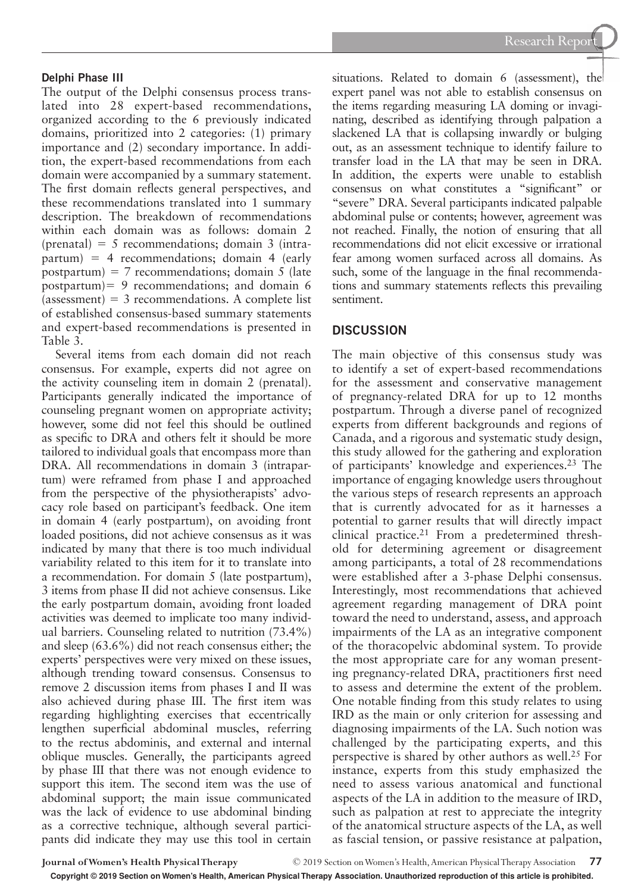#### Delphi Phase III

The output of the Delphi consensus process translated into 28 expert-based recommendations, organized according to the 6 previously indicated domains, prioritized into 2 categories: (1) primary importance and (2) secondary importance. In addition, the expert-based recommendations from each domain were accompanied by a summary statement. The first domain reflects general perspectives, and these recommendations translated into 1 summary description. The breakdown of recommendations within each domain was as follows: domain 2 (prenatal) = 5 recommendations; domain 3 (intrapartum) = 4 recommendations; domain 4 (early postpartum) = 7 recommendations; domain 5 (late postpartum)= 9 recommendations; and domain 6 (assessment) = 3 recommendations. A complete list of established consensus-based summary statements and expert-based recommendations is presented in Table 3.

Several items from each domain did not reach consensus. For example, experts did not agree on the activity counseling item in domain 2 (prenatal). Participants generally indicated the importance of counseling pregnant women on appropriate activity; however, some did not feel this should be outlined as specific to DRA and others felt it should be more tailored to individual goals that encompass more than DRA. All recommendations in domain 3 (intrapartum) were reframed from phase I and approached from the perspective of the physiotherapists' advocacy role based on participant's feedback. One item in domain 4 (early postpartum), on avoiding front loaded positions, did not achieve consensus as it was indicated by many that there is too much individual variability related to this item for it to translate into a recommendation. For domain 5 (late postpartum), 3 items from phase II did not achieve consensus. Like the early postpartum domain, avoiding front loaded activities was deemed to implicate too many individual barriers. Counseling related to nutrition (73.4%) and sleep (63.6%) did not reach consensus either; the experts' perspectives were very mixed on these issues, although trending toward consensus. Consensus to remove 2 discussion items from phases I and II was also achieved during phase III. The first item was regarding highlighting exercises that eccentrically lengthen superficial abdominal muscles, referring to the rectus abdominis, and external and internal oblique muscles. Generally, the participants agreed by phase III that there was not enough evidence to support this item. The second item was the use of abdominal support; the main issue communicated was the lack of evidence to use abdominal binding as a corrective technique, although several participants did indicate they may use this tool in certain situations. Related to domain 6 (assessment), the expert panel was not able to establish consensus on the items regarding measuring LA doming or invaginating, described as identifying through palpation a slackened LA that is collapsing inwardly or bulging out, as an assessment technique to identify failure to transfer load in the LA that may be seen in DRA. In addition, the experts were unable to establish consensus on what constitutes a "significant" or "severe" DRA. Several participants indicated palpable abdominal pulse or contents; however, agreement was not reached. Finally, the notion of ensuring that all recommendations did not elicit excessive or irrational fear among women surfaced across all domains. As such, some of the language in the final recommendations and summary statements reflects this prevailing sentiment.

## DISCUSSION

The main objective of this consensus study was to identify a set of expert-based recommendations for the assessment and conservative management of pregnancy-related DRA for up to 12 months postpartum. Through a diverse panel of recognized experts from different backgrounds and regions of Canada, and a rigorous and systematic study design, this study allowed for the gathering and exploration of participants' knowledge and experiences.[23] The importance of engaging knowledge users throughout the various steps of research represents an approach that is currently advocated for as it harnesses a potential to garner results that will directly impact clinical practice.[21] From a predetermined threshold for determining agreement or disagreement among participants, a total of 28 recommendations were established after a 3-phase Delphi consensus. Interestingly, most recommendations that achieved agreement regarding management of DRA point toward the need to understand, assess, and approach impairments of the LA as an integrative component of the thoracopelvic abdominal system. To provide the most appropriate care for any woman presenting pregnancy-related DRA, practitioners first need to assess and determine the extent of the problem. One notable finding from this study relates to using IRD as the main or only criterion for assessing and diagnosing impairments of the LA. Such notion was challenged by the participating experts, and this perspective is shared by other authors as well.[25] For instance, experts from this study emphasized the need to assess various anatomical and functional aspects of the LA in addition to the measure of IRD, such as palpation at rest to appreciate the integrity of the anatomical structure aspects of the LA, as well as fascial tension, or passive resistance at palpation,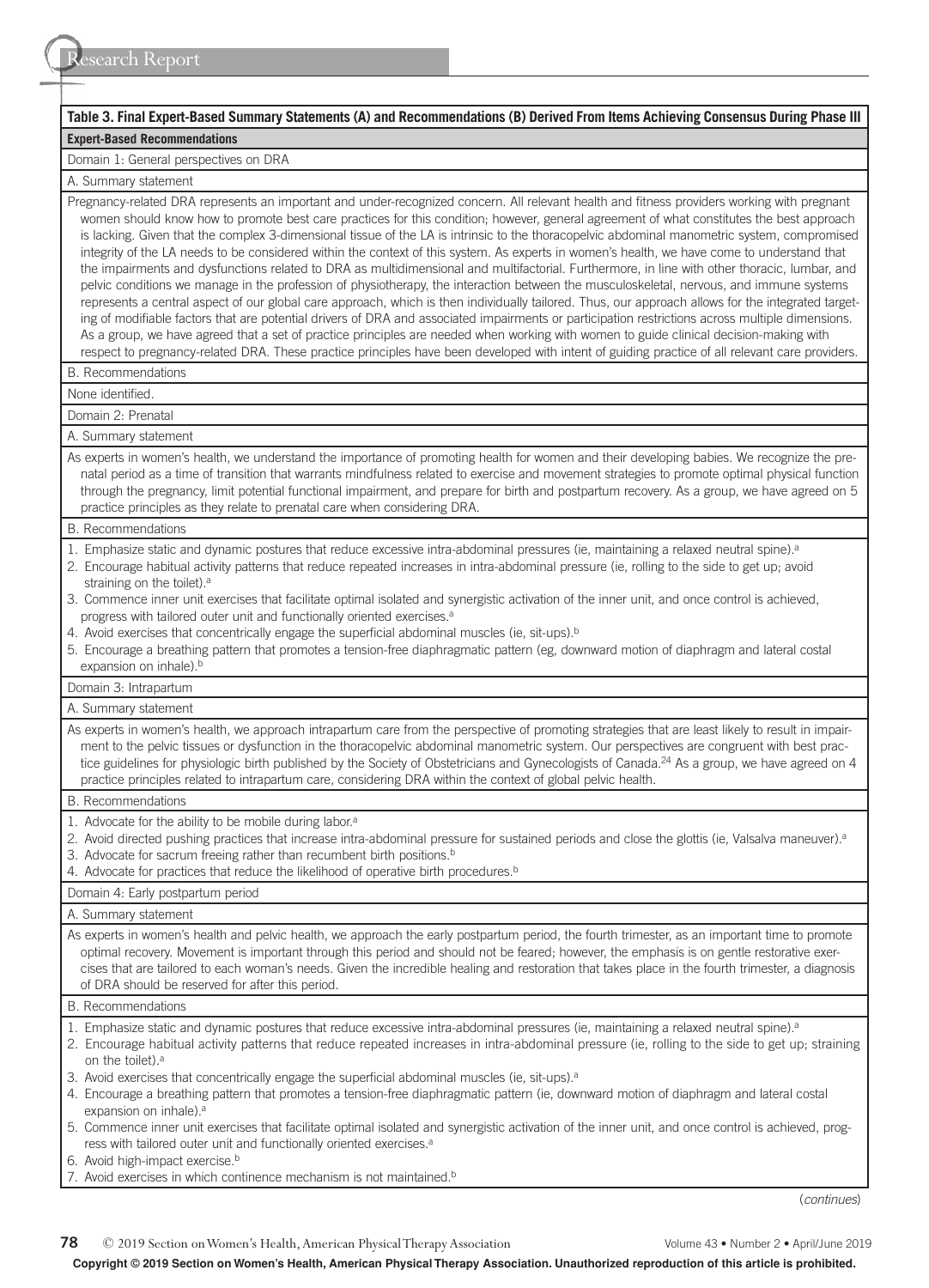**Table 3. Final Expert-Based Summary Statements (A) and Recommendations (B) Derived From Items Achieving Consensus During Phase III**

| Expert-Based Recommendations |
|---|
| Domain 1: General perspectives on DRA |
| A. Summary statement |
| Pregnancy-related DRA represents an important and under-recognized concern. All relevant health and fitness providers working with pregnant women should know how to promote best care practices for this condition; however, general agreement of what constitutes the best approach is lacking. Given that the complex 3-dimensional tissue of the LA is intrinsic to the thoracopelvic abdominal manometric system, compromised integrity of the LA needs to be considered within the context of this system. As experts in women's health, we have come to understand that the impairments and dysfunctions related to DRA as multidimensional and multifactorial. Furthermore, in line with other thoracic, lumbar, and pelvic conditions we manage in the profession of physiotherapy, the interaction between the musculoskeletal, nervous, and immune systems represents a central aspect of our global care approach, which is then individually tailored. Thus, our approach allows for the integrated targeting of modifiable factors that are potential drivers of DRA and associated impairments or participation restrictions across multiple dimensions. As a group, we have agreed that a set of practice principles are needed when working with women to guide clinical decision-making with respect to pregnancy-related DRA. These practice principles have been developed with intent of guiding practice of all relevant care providers. |
| B. Recommendations |
| None identified. |
| Domain 2: Prenatal |
| A. Summary statement |
| As experts in women's health, we understand the importance of promoting health for women and their developing babies. We recognize the prenatal period as a time of transition that warrants mindfulness related to exercise and movement strategies to promote optimal physical function through the pregnancy, limit potential functional impairment, and prepare for birth and postpartum recovery. As a group, we have agreed on 5 practice principles as they relate to prenatal care when considering DRA. |
| B. Recommendations |
| 1. Emphasize static and dynamic postures that reduce excessive intra-abdominal pressures (ie, maintaining a relaxed neutral spine).[a]<br>2. Encourage habitual activity patterns that reduce repeated increases in intra-abdominal pressure (ie, rolling to the side to get up; avoid straining on the toilet).[a]<br>3. Commence inner unit exercises that facilitate optimal isolated and synergistic activation of the inner unit, and once control is achieved, progress with tailored outer unit and functionally oriented exercises.[a]<br>4. Avoid exercises that concentrically engage the superficial abdominal muscles (ie, sit-ups).[b]<br>5. Encourage a breathing pattern that promotes a tension-free diaphragmatic pattern (eg, downward motion of diaphragm and lateral costal expansion on inhale).[b] |
| Domain 3: Intrapartum |
| A. Summary statement |
| As experts in women's health, we approach intrapartum care from the perspective of promoting strategies that are least likely to result in impairment to the pelvic tissues or dysfunction in the thoracopelvic abdominal manometric system. Our perspectives are congruent with best practice guidelines for physiologic birth published by the Society of Obstetricians and Gynecologists of Canada.[24] As a group, we have agreed on 4 practice principles related to intrapartum care, considering DRA within the context of global pelvic health. |
| B. Recommendations |
| 1. Advocate for the ability to be mobile during labor.[a]<br>2. Avoid directed pushing practices that increase intra-abdominal pressure for sustained periods and close the glottis (ie, Valsalva maneuver).[a]<br>3. Advocate for sacrum freeing rather than recumbent birth positions.[b]<br>4. Advocate for practices that reduce the likelihood of operative birth procedures.[b] |
| Domain 4: Early postpartum period |
| A. Summary statement |
| As experts in women's health and pelvic health, we approach the early postpartum period, the fourth trimester, as an important time to promote optimal recovery. Movement is important through this period and should not be feared; however, the emphasis is on gentle restorative exercises that are tailored to each woman's needs. Given the incredible healing and restoration that takes place in the fourth trimester, a diagnosis of DRA should be reserved for after this period. |
| B. Recommendations |
| 1. Emphasize static and dynamic postures that reduce excessive intra-abdominal pressures (ie, maintaining a relaxed neutral spine).[a]<br>2. Encourage habitual activity patterns that reduce repeated increases in intra-abdominal pressure (ie, rolling to the side to get up; straining on the toilet).[a]<br>3. Avoid exercises that concentrically engage the superficial abdominal muscles (ie, sit-ups).[a]<br>4. Encourage a breathing pattern that promotes a tension-free diaphragmatic pattern (ie, downward motion of diaphragm and lateral costal expansion on inhale).[a]<br>5. Commence inner unit exercises that facilitate optimal isolated and synergistic activation of the inner unit, and once control is achieved, progress with tailored outer unit and functionally oriented exercises.[a]<br>6. Avoid high-impact exercise.[b]<br>7. Avoid exercises in which continence mechanism is not maintained.[b] |

(*continues*)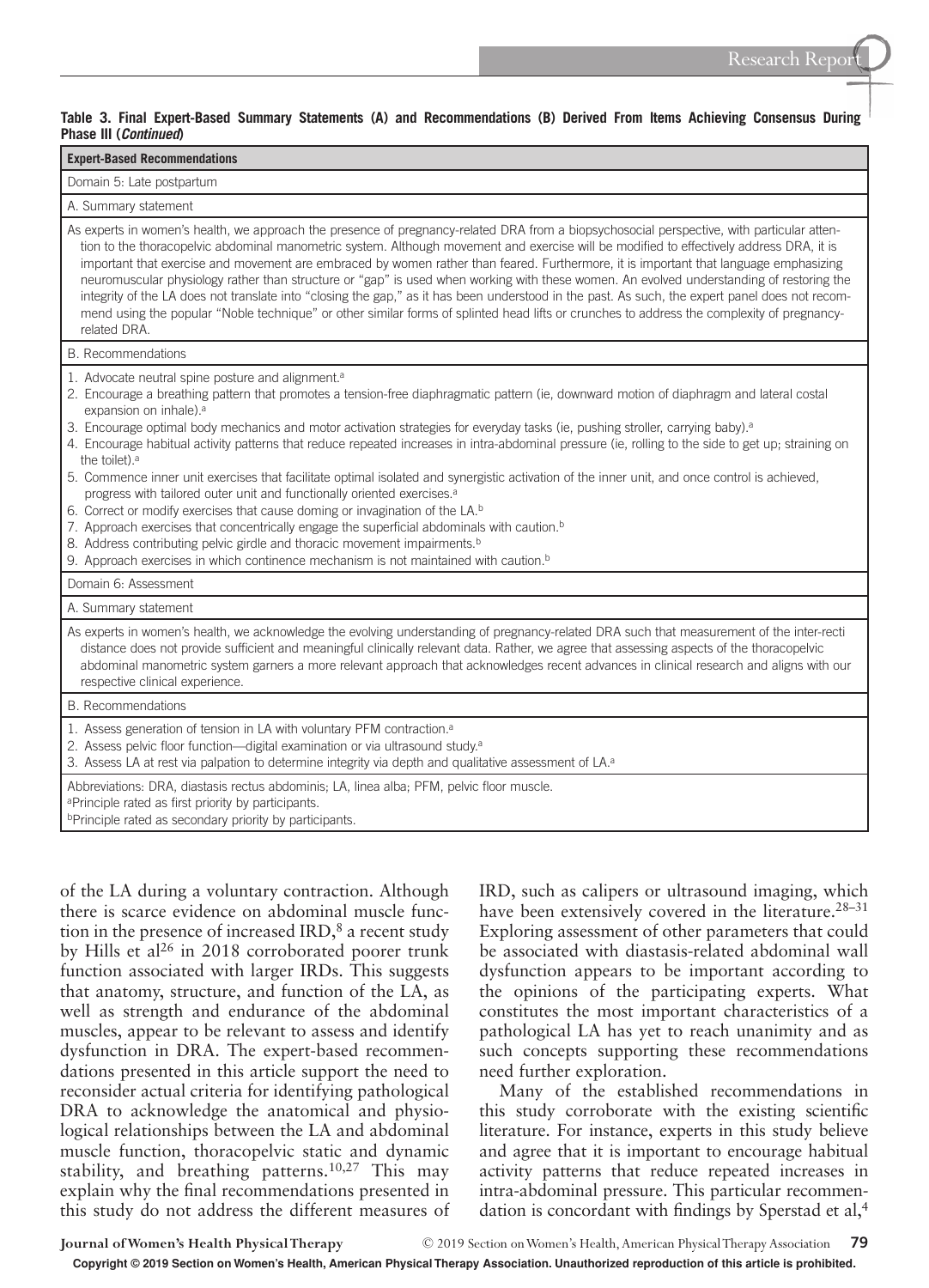**Table 3. Final Expert-Based Summary Statements (A) and Recommendations (B) Derived From Items Achieving Consensus During Phase III (*Continued*)**

| Expert-Based Recommendations |
|---|
| Domain 5: Late postpartum |
| A. Summary statement |
| As experts in women's health, we approach the presence of pregnancy-related DRA from a biopsychosocial perspective, with particular attention to the thoracopelvic abdominal manometric system. Although movement and exercise will be modified to effectively address DRA, it is important that exercise and movement are embraced by women rather than feared. Furthermore, it is important that language emphasizing neuromuscular physiology rather than structure or "gap" is used when working with these women. An evolved understanding of restoring the integrity of the LA does not translate into "closing the gap," as it has been understood in the past. As such, the expert panel does not recommend using the popular "Noble technique" or other similar forms of splinted head lifts or crunches to address the complexity of pregnancy-related DRA. |
| B. Recommendations |
| 1. Advocate neutral spine posture and alignment.[a]<br>2. Encourage a breathing pattern that promotes a tension-free diaphragmatic pattern (ie, downward motion of diaphragm and lateral costal expansion on inhale).[a]<br>3. Encourage optimal body mechanics and motor activation strategies for everyday tasks (ie, pushing stroller, carrying baby).[a]<br>4. Encourage habitual activity patterns that reduce repeated increases in intra-abdominal pressure (ie, rolling to the side to get up; straining on the toilet).[a]<br>5. Commence inner unit exercises that facilitate optimal isolated and synergistic activation of the inner unit, and once control is achieved, progress with tailored outer unit and functionally oriented exercises.[a]<br>6. Correct or modify exercises that cause doming or invagination of the LA.[b]<br>7. Approach exercises that concentrically engage the superficial abdominals with caution.[b]<br>8. Address contributing pelvic girdle and thoracic movement impairments.[b]<br>9. Approach exercises in which continence mechanism is not maintained with caution.[b] |
| Domain 6: Assessment |
| A. Summary statement |
| As experts in women's health, we acknowledge the evolving understanding of pregnancy-related DRA such that measurement of the inter-recti distance does not provide sufficient and meaningful clinically relevant data. Rather, we agree that assessing aspects of the thoracopelvic abdominal manometric system garners a more relevant approach that acknowledges recent advances in clinical research and aligns with our respective clinical experience. |
| B. Recommendations |
| 1. Assess generation of tension in LA with voluntary PFM contraction.[a]<br>2. Assess pelvic floor function—digital examination or via ultrasound study.[a]<br>3. Assess LA at rest via palpation to determine integrity via depth and qualitative assessment of LA.[a] |

Abbreviations: DRA, diastasis rectus abdominis; LA, linea alba; PFM, pelvic floor muscle.
[a]Principle rated as first priority by participants.
[b]Principle rated as secondary priority by participants.

of the LA during a voluntary contraction. Although there is scarce evidence on abdominal muscle function in the presence of increased IRD,[8] a recent study by Hills et al[26] in 2018 corroborated poorer trunk function associated with larger IRDs. This suggests that anatomy, structure, and function of the LA, as well as strength and endurance of the abdominal muscles, appear to be relevant to assess and identify dysfunction in DRA. The expert-based recommendations presented in this article support the need to reconsider actual criteria for identifying pathological DRA to acknowledge the anatomical and physiological relationships between the LA and abdominal muscle function, thoracopelvic static and dynamic stability, and breathing patterns.[10,27] This may explain why the final recommendations presented in this study do not address the different measures of IRD, such as calipers or ultrasound imaging, which have been extensively covered in the literature.[28–31] Exploring assessment of other parameters that could be associated with diastasis-related abdominal wall dysfunction appears to be important according to the opinions of the participating experts. What constitutes the most important characteristics of a pathological LA has yet to reach unanimity and as such concepts supporting these recommendations need further exploration.

Many of the established recommendations in this study corroborate with the existing scientific literature. For instance, experts in this study believe and agree that it is important to encourage habitual activity patterns that reduce repeated increases in intra-abdominal pressure. This particular recommendation is concordant with findings by Sperstad et al,[4]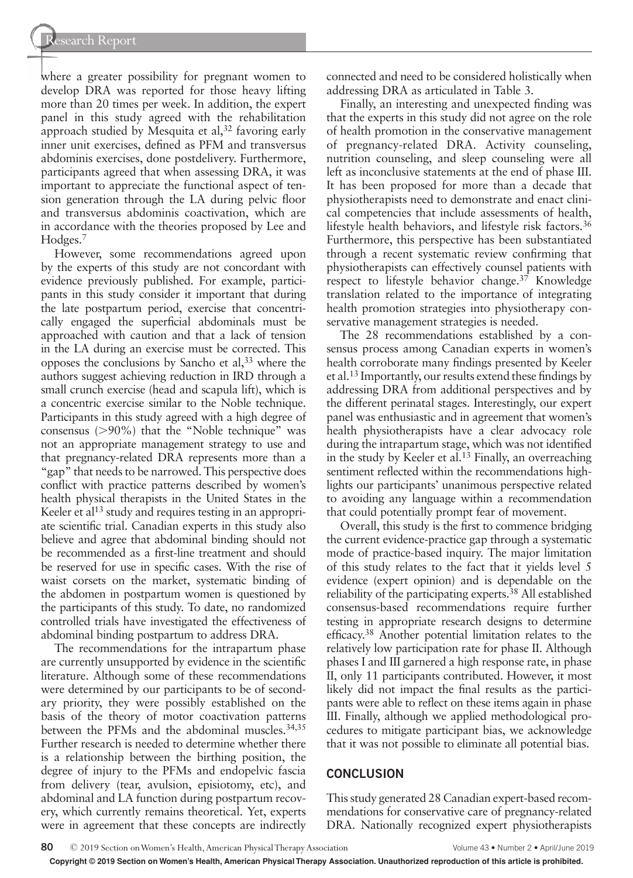where a greater possibility for pregnant women to develop DRA was reported for those heavy lifting more than 20 times per week. In addition, the expert panel in this study agreed with the rehabilitation approach studied by Mesquita et al,[32] favoring early inner unit exercises, defined as PFM and transversus abdominis exercises, done postdelivery. Furthermore, participants agreed that when assessing DRA, it was important to appreciate the functional aspect of tension generation through the LA during pelvic floor and transversus abdominis coactivation, which are in accordance with the theories proposed by Lee and Hodges.[7]

However, some recommendations agreed upon by the experts of this study are not concordant with evidence previously published. For example, participants in this study consider it important that during the late postpartum period, exercise that concentrically engaged the superficial abdominals must be approached with caution and that a lack of tension in the LA during an exercise must be corrected. This opposes the conclusions by Sancho et al,[33] where the authors suggest achieving reduction in IRD through a small crunch exercise (head and scapula lift), which is a concentric exercise similar to the Noble technique. Participants in this study agreed with a high degree of consensus (>90%) that the "Noble technique" was not an appropriate management strategy to use and that pregnancy-related DRA represents more than a "gap" that needs to be narrowed. This perspective does conflict with practice patterns described by women's health physical therapists in the United States in the Keeler et al[13] study and requires testing in an appropriate scientific trial. Canadian experts in this study also believe and agree that abdominal binding should not be recommended as a first-line treatment and should be reserved for use in specific cases. With the rise of waist corsets on the market, systematic binding of the abdomen in postpartum women is questioned by the participants of this study. To date, no randomized controlled trials have investigated the effectiveness of abdominal binding postpartum to address DRA.

The recommendations for the intrapartum phase are currently unsupported by evidence in the scientific literature. Although some of these recommendations were determined by our participants to be of secondary priority, they were possibly established on the basis of the theory of motor coactivation patterns between the PFMs and the abdominal muscles.[34,35] Further research is needed to determine whether there is a relationship between the birthing position, the degree of injury to the PFMs and endopelvic fascia from delivery (tear, avulsion, episiotomy, etc), and abdominal and LA function during postpartum recovery, which currently remains theoretical. Yet, experts were in agreement that these concepts are indirectly connected and need to be considered holistically when addressing DRA as articulated in Table 3.

Finally, an interesting and unexpected finding was that the experts in this study did not agree on the role of health promotion in the conservative management of pregnancy-related DRA. Activity counseling, nutrition counseling, and sleep counseling were all left as inconclusive statements at the end of phase III. It has been proposed for more than a decade that physiotherapists need to demonstrate and enact clinical competencies that include assessments of health, lifestyle health behaviors, and lifestyle risk factors.[36] Furthermore, this perspective has been substantiated through a recent systematic review confirming that physiotherapists can effectively counsel patients with respect to lifestyle behavior change.[37] Knowledge translation related to the importance of integrating health promotion strategies into physiotherapy conservative management strategies is needed.

The 28 recommendations established by a consensus process among Canadian experts in women's health corroborate many findings presented by Keeler et al.[13] Importantly, our results extend these findings by addressing DRA from additional perspectives and by the different perinatal stages. Interestingly, our expert panel was enthusiastic and in agreement that women's health physiotherapists have a clear advocacy role during the intrapartum stage, which was not identified in the study by Keeler et al.[13] Finally, an overreaching sentiment reflected within the recommendations highlights our participants' unanimous perspective related to avoiding any language within a recommendation that could potentially prompt fear of movement.

Overall, this study is the first to commence bridging the current evidence-practice gap through a systematic mode of practice-based inquiry. The major limitation of this study relates to the fact that it yields level 5 evidence (expert opinion) and is dependable on the reliability of the participating experts.[38] All established consensus-based recommendations require further testing in appropriate research designs to determine efficacy.[38] Another potential limitation relates to the relatively low participation rate for phase II. Although phases I and III garnered a high response rate, in phase II, only 11 participants contributed. However, it most likely did not impact the final results as the participants were able to reflect on these items again in phase III. Finally, although we applied methodological procedures to mitigate participant bias, we acknowledge that it was not possible to eliminate all potential bias.

## CONCLUSION

This study generated 28 Canadian expert-based recommendations for conservative care of pregnancy-related DRA. Nationally recognized expert physiotherapists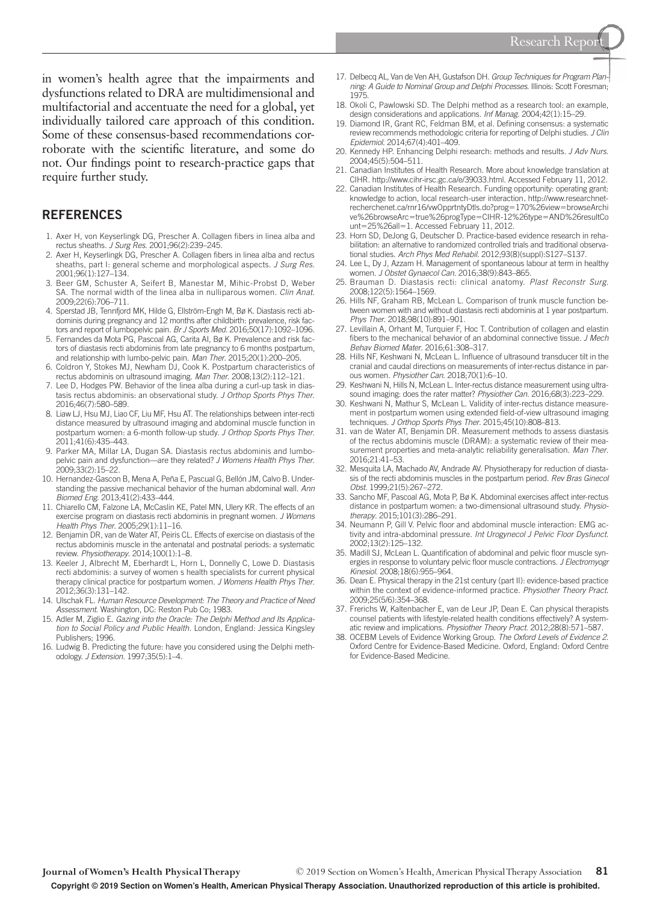in women's health agree that the impairments and dysfunctions related to DRA are multidimensional and multifactorial and accentuate the need for a global, yet individually tailored care approach of this condition. Some of these consensus-based recommendations corroborate with the scientific literature, and some do not. Our findings point to research-practice gaps that require further study.

## REFERENCES

1. Axer H, von Keyserlingk DG, Prescher A. Collagen fibers in linea alba and rectus sheaths. *J Surg Res.* 2001;96(2):239–245.
2. Axer H, Keyserlingk DG, Prescher A. Collagen fibers in linea alba and rectus sheaths, part I: general scheme and morphological aspects. *J Surg Res.* 2001;96(1):127–134.
3. Beer GM, Schuster A, Seifert B, Manestar M, Mihic-Probst D, Weber SA. The normal width of the linea alba in nulliparous women. *Clin Anat.* 2009;22(6):706–711.
4. Sperstad JB, Tennfjord MK, Hilde G, Ellström-Engh M, Bø K. Diastasis recti abdominis during pregnancy and 12 months after childbirth: prevalence, risk factors and report of lumbopelvic pain. *Br J Sports Med.* 2016;50(17):1092–1096.
5. Fernandes da Mota PG, Pascoal AG, Carita AI, Bø K. Prevalence and risk factors of diastasis recti abdominis from late pregnancy to 6 months postpartum, and relationship with lumbo-pelvic pain. *Man Ther.* 2015;20(1):200–205.
6. Coldron Y, Stokes MJ, Newham DJ, Cook K. Postpartum characteristics of rectus abdominis on ultrasound imaging. *Man Ther.* 2008;13(2):112–121.
7. Lee D, Hodges PW. Behavior of the linea alba during a curl-up task in diastasis rectus abdominis: an observational study. *J Orthop Sports Phys Ther.* 2016;46(7):580–589.
8. Liaw LJ, Hsu MJ, Liao CF, Liu MF, Hsu AT. The relationships between inter-recti distance measured by ultrasound imaging and abdominal muscle function in postpartum women: a 6-month follow-up study. *J Orthop Sports Phys Ther.* 2011;41(6):435–443.
9. Parker MA, Millar LA, Dugan SA. Diastasis rectus abdominis and lumbo-pelvic pain and dysfunction—are they related? *J Womens Health Phys Ther.* 2009;33(2):15–22.
10. Hernandez-Gascon B, Mena A, Peña E, Pascual G, Bellón JM, Calvo B. Understanding the passive mechanical behavior of the human abdominal wall. *Ann Biomed Eng.* 2013;41(2):433–444.
11. Chiarello CM, Falzone LA, McCaslin KE, Patel MN, Ulery KR. The effects of an exercise program on diastasis recti abdominis in pregnant women. *J Womens Health Phys Ther.* 2005;29(1):11–16.
12. Benjamin DR, van de Water AT, Peiris CL. Effects of exercise on diastasis of the rectus abdominis muscle in the antenatal and postnatal periods: a systematic review. *Physiotherapy.* 2014;100(1):1–8.
13. Keeler J, Albrecht M, Eberhardt L, Horn L, Donnelly C, Lowe D. Diastasis recti abdominis: a survey of women s health specialists for current physical therapy clinical practice for postpartum women. *J Womens Health Phys Ther.* 2012;36(3):131–142.
14. Ulschak FL. *Human Resource Development: The Theory and Practice of Need Assessment.* Washington, DC: Reston Pub Co; 1983.
15. Adler M, Ziglio E. *Gazing into the Oracle: The Delphi Method and Its Application to Social Policy and Public Health.* London, England: Jessica Kingsley Publishers; 1996.
16. Ludwig B. Predicting the future: have you considered using the Delphi methodology. *J Extension.* 1997;35(5):1–4.
17. Delbecq AL, Van de Ven AH, Gustafson DH. *Group Techniques for Program Planning: A Guide to Nominal Group and Delphi Processes.* Illinois: Scott Foresman; 1975.
18. Okoli C, Pawlowski SD. The Delphi method as a research tool: an example, design considerations and applications. *Inf Manag.* 2004;42(1):15–29.
19. Diamond IR, Grant RC, Feldman BM, et al. Defining consensus: a systematic review recommends methodologic criteria for reporting of Delphi studies. *J Clin Epidemiol.* 2014;67(4):401–409.
20. Kennedy HP. Enhancing Delphi research: methods and results. *J Adv Nurs.* 2004;45(5):504–511.
21. Canadian Institutes of Health Research. More about knowledge translation at CIHR. http://www.cihr-irsc.gc.ca/e/39033.html. Accessed February 11, 2012.
22. Canadian Institutes of Health Research. Funding opportunity: operating grant: knowledge to action, local research-user interaction. http://www.researchnet-recherchenet.ca/rnr16/vwOpprtntyDtls.do?prog=170%26view=browseArchive%26browseArc=true%26progType=CIHR-12%26type=AND%26resultCount=25%26all=1. Accessed February 11, 2012.
23. Horn SD, DeJong G, Deutscher D. Practice-based evidence research in rehabilitation: an alternative to randomized controlled trials and traditional observational studies. *Arch Phys Med Rehabil.* 2012;93(8)(suppl):S127–S137.
24. Lee L, Dy J, Azzam H. Management of spontaneous labour at term in healthy women. *J Obstet Gynaecol Can.* 2016;38(9):843–865.
25. Brauman D. Diastasis recti: clinical anatomy. *Plast Reconstr Surg.* 2008;122(5):1564–1569.
26. Hills NF, Graham RB, McLean L. Comparison of trunk muscle function between women with and without diastasis recti abdominis at 1 year postpartum. *Phys Ther.* 2018;98(10):891–901.
27. Levillain A, Orhant M, Turquier F, Hoc T. Contribution of collagen and elastin fibers to the mechanical behavior of an abdominal connective tissue. *J Mech Behav Biomed Mater.* 2016;61:308–317.
28. Hills NF, Keshwani N, McLean L. Influence of ultrasound transducer tilt in the cranial and caudal directions on measurements of inter-rectus distance in parous women. *Physiother Can.* 2018;70(1):6–10.
29. Keshwani N, Hills N, McLean L. Inter-rectus distance measurement using ultrasound imaging: does the rater matter? *Physiother Can.* 2016;68(3):223–229.
30. Keshwani N, Mathur S, McLean L. Validity of inter-rectus distance measurement in postpartum women using extended field-of-view ultrasound imaging techniques. *J Orthop Sports Phys Ther.* 2015;45(10):808–813.
31. van de Water AT, Benjamin DR. Measurement methods to assess diastasis of the rectus abdominis muscle (DRAM): a systematic review of their measurement properties and meta-analytic reliability generalisation. *Man Ther.* 2016;21:41–53.
32. Mesquita LA, Machado AV, Andrade AV. Physiotherapy for reduction of diastasis of the recti abdominis muscles in the postpartum period. *Rev Bras Ginecol Obst.* 1999;21(5):267–272.
33. Sancho MF, Pascoal AG, Mota P, Bø K. Abdominal exercises affect inter-rectus distance in postpartum women: a two-dimensional ultrasound study. *Physiotherapy.* 2015;101(3):286–291.
34. Neumann P, Gill V. Pelvic floor and abdominal muscle interaction: EMG activity and intra-abdominal pressure. *Int Urogynecol J Pelvic Floor Dysfunct.* 2002;13(2):125–132.
35. Madill SJ, McLean L. Quantification of abdominal and pelvic floor muscle synergies in response to voluntary pelvic floor muscle contractions. *J Electromyogr Kinesiol.* 2008;18(6):955–964.
36. Dean E. Physical therapy in the 21st century (part II): evidence-based practice within the context of evidence-informed practice. *Physiother Theory Pract.* 2009;25(5/6):354–368.
37. Frerichs W, Kaltenbacher E, van de Leur JP, Dean E. Can physical therapists counsel patients with lifestyle-related health conditions effectively? A systematic review and implications. *Physiother Theory Pract.* 2012;28(8):571–587.
38. OCEBM Levels of Evidence Working Group. *The Oxford Levels of Evidence 2.* Oxford Centre for Evidence-Based Medicine. Oxford, England: Oxford Centre for Evidence-Based Medicine.